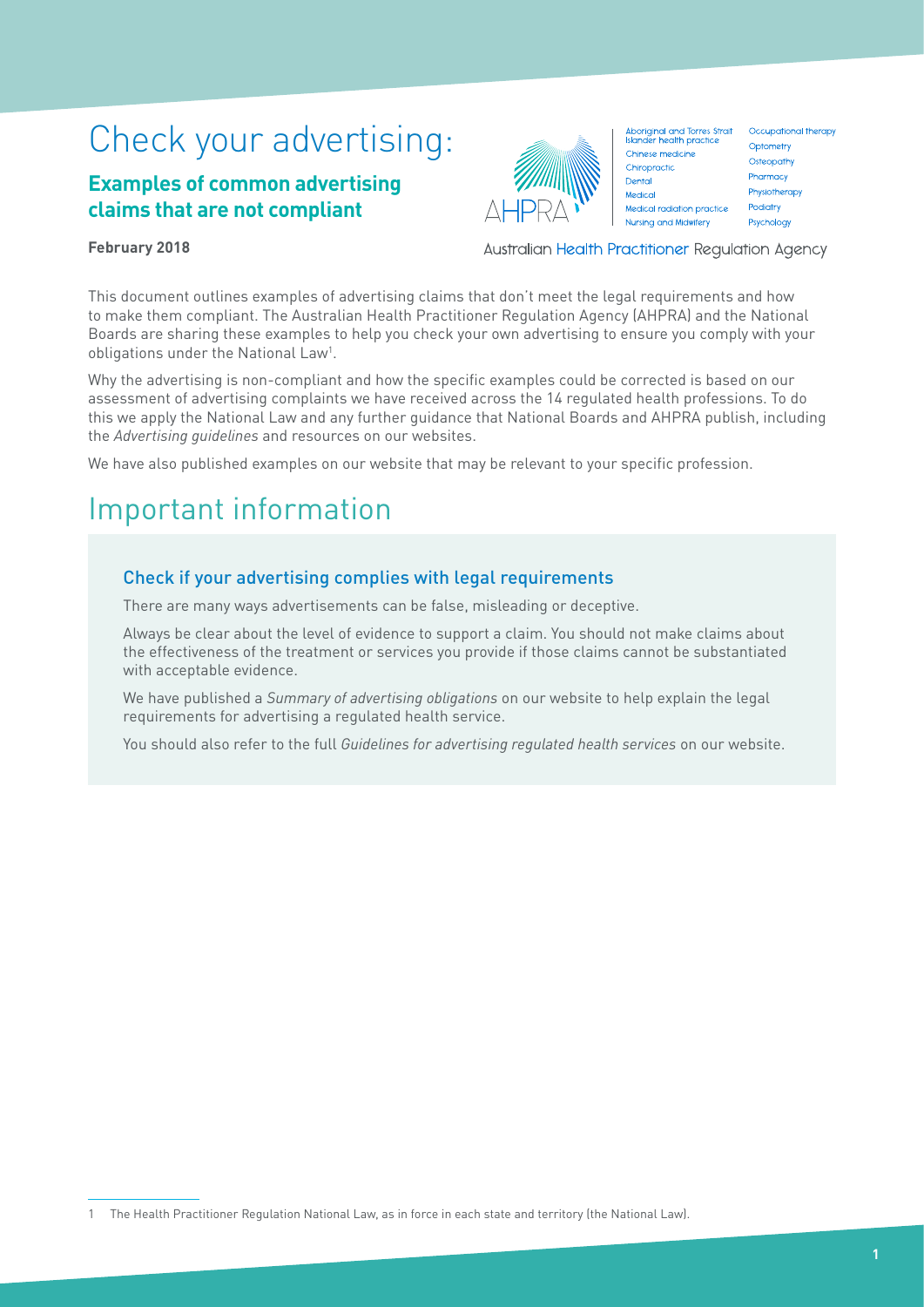# Check your advertising:

## Examples of common advertising claims that are not compliant

Aboriginal and Torres Strait Islander health practice
Chinese medicine
Chiropractic
Dental
Medical
Medical radiation practice
Nursing and Midwifery
Occupational therapy
Optometry
Osteopathy
Pharmacy
Physiotherapy
Podiatry
Psychology

Australian Health Practitioner Regulation Agency

**February 2018**

This document outlines examples of advertising claims that don't meet the legal requirements and how to make them compliant. The Australian Health Practitioner Regulation Agency (AHPRA) and the National Boards are sharing these examples to help you check your own advertising to ensure you comply with your obligations under the National Law[1].

Why the advertising is non-compliant and how the specific examples could be corrected is based on our assessment of advertising complaints we have received across the 14 regulated health professions. To do this we apply the National Law and any further guidance that National Boards and AHPRA publish, including the *Advertising guidelines* and resources on our websites.

We have also published examples on our website that may be relevant to your specific profession.

# Important information

### Check if your advertising complies with legal requirements

There are many ways advertisements can be false, misleading or deceptive.

Always be clear about the level of evidence to support a claim. You should not make claims about the effectiveness of the treatment or services you provide if those claims cannot be substantiated with acceptable evidence.

We have published a *Summary of advertising obligations* on our website to help explain the legal requirements for advertising a regulated health service.

You should also refer to the full *Guidelines for advertising regulated health services* on our website.

---

1 The Health Practitioner Regulation National Law, as in force in each state and territory (the National Law).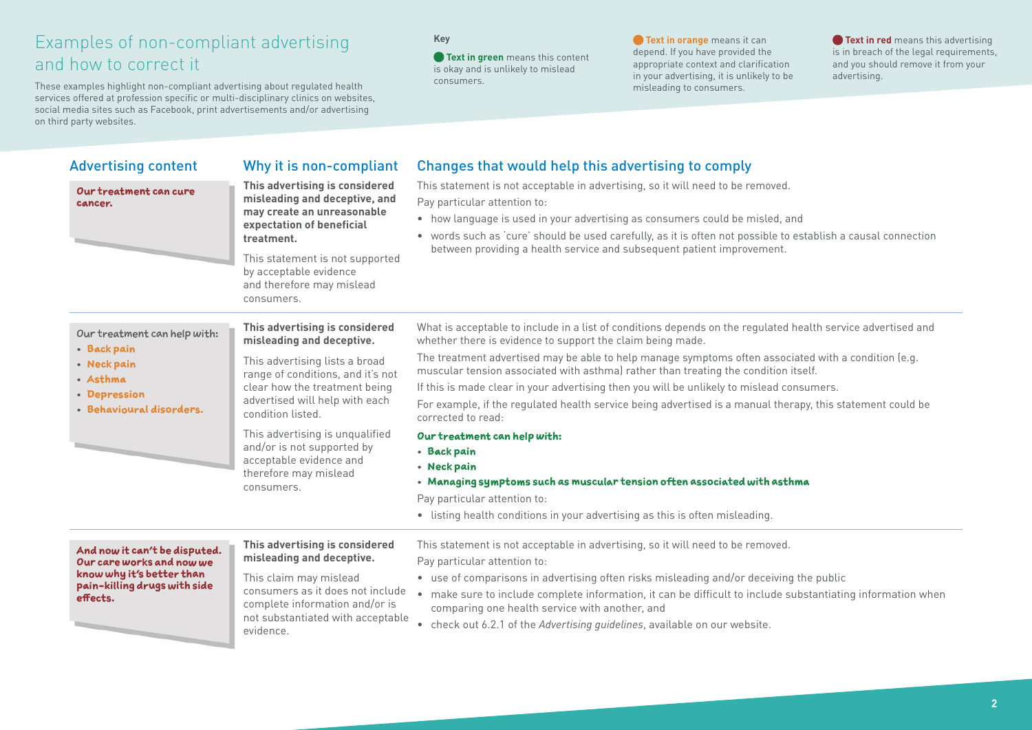# Examples of non-compliant advertising and how to correct it

These examples highlight non-compliant advertising about regulated health services offered at profession specific or multi-disciplinary clinics on websites, social media sites such as Facebook, print advertisements and/or advertising on third party websites.

**Key**

**Text in green** means this content is okay and is unlikely to mislead consumers.

**Text in orange** means it can depend. If you have provided the appropriate context and clarification in your advertising, it is unlikely to be misleading to consumers.

**Text in red** means this advertising is in breach of the legal requirements, and you should remove it from your advertising.

| Advertising content | Why it is non-compliant | Changes that would help this advertising to comply |
| --- | --- | --- |
| **Our treatment can cure cancer.** | **This advertising is considered misleading and deceptive, and may create an unreasonable expectation of beneficial treatment.**<br><br>This statement is not supported by acceptable evidence and therefore may mislead consumers. | This statement is not acceptable in advertising, so it will need to be removed.<br><br>Pay particular attention to:<br>• how language is used in your advertising as consumers could be misled, and<br>• words such as 'cure' should be used carefully, as it is often not possible to establish a causal connection between providing a health service and subsequent patient improvement. |
| Our treatment can help with:<br>• **Back pain**<br>• **Neck pain**<br>• **Asthma**<br>• **Depression**<br>• **Behavioural disorders.** | **This advertising is considered misleading and deceptive.**<br><br>This advertising lists a broad range of conditions, and it's not clear how the treatment being advertised will help with each condition listed.<br><br>This advertising is unqualified and/or is not supported by acceptable evidence and therefore may mislead consumers. | What is acceptable to include in a list of conditions depends on the regulated health service advertised and whether there is evidence to support the claim being made.<br><br>The treatment advertised may be able to help manage symptoms often associated with a condition (e.g. muscular tension associated with asthma) rather than treating the condition itself.<br><br>If this is made clear in your advertising then you will be unlikely to mislead consumers.<br><br>For example, if the regulated health service being advertised is a manual therapy, this statement could be corrected to read:<br><br>**Our treatment can help with:**<br>• **Back pain**<br>• **Neck pain**<br>• **Managing symptoms such as muscular tension often associated with asthma**<br><br>Pay particular attention to:<br>• listing health conditions in your advertising as this is often misleading. |
| **And now it can't be disputed. Our care works and now we know why it's better than pain-killing drugs with side effects.** | **This advertising is considered misleading and deceptive.**<br><br>This claim may mislead consumers as it does not include complete information and/or is not substantiated with acceptable evidence. | This statement is not acceptable in advertising, so it will need to be removed.<br><br>Pay particular attention to:<br>• use of comparisons in advertising often risks misleading and/or deceiving the public<br>• make sure to include complete information, it can be difficult to include substantiating information when comparing one health service with another, and<br>• check out 6.2.1 of the *Advertising guidelines*, available on our website. |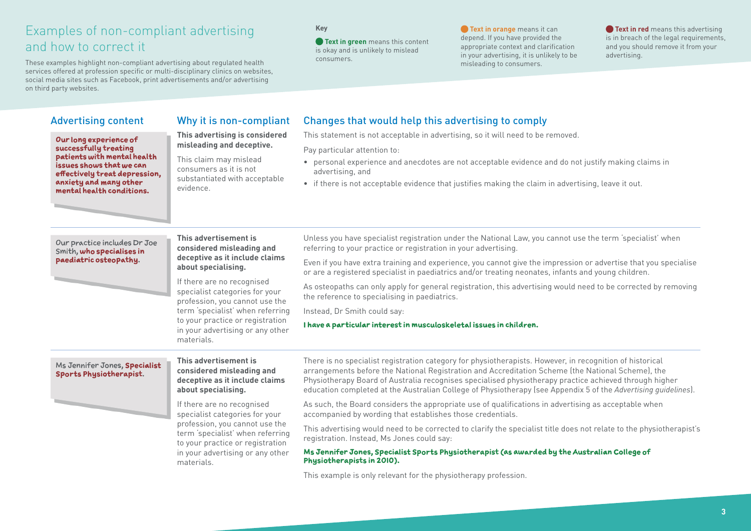# Examples of non-compliant advertising and how to correct it

These examples highlight non-compliant advertising about regulated health services offered at profession specific or multi-disciplinary clinics on websites, social media sites such as Facebook, print advertisements and/or advertising on third party websites.

**Key**

**Text in green** means this content is okay and is unlikely to mislead consumers.

**Text in orange** means it can depend. If you have provided the appropriate context and clarification in your advertising, it is unlikely to be misleading to consumers.

**Text in red** means this advertising is in breach of the legal requirements, and you should remove it from your advertising.

| Advertising content | Why it is non-compliant | Changes that would help this advertising to comply |
|---|---|---|
| **Our long experience of successfully treating patients with mental health issues shows that we can effectively treat depression, anxiety and many other mental health conditions.** | **This advertising is considered misleading and deceptive.**<br><br>This claim may mislead consumers as it is not substantiated with acceptable evidence. | This statement is not acceptable in advertising, so it will need to be removed.<br><br>Pay particular attention to:<br>• personal experience and anecdotes are not acceptable evidence and do not justify making claims in advertising, and<br>• if there is not acceptable evidence that justifies making the claim in advertising, leave it out. |
| Our practice includes Dr Joe Smith, **who specialises in paediatric osteopathy.** | **This advertisement is considered misleading and deceptive as it include claims about specialising.**<br><br>If there are no recognised specialist categories for your profession, you cannot use the term 'specialist' when referring to your practice or registration in your advertising or any other materials. | Unless you have specialist registration under the National Law, you cannot use the term 'specialist' when referring to your practice or registration in your advertising.<br><br>Even if you have extra training and experience, you cannot give the impression or advertise that you specialise or are a registered specialist in paediatrics and/or treating neonates, infants and young children.<br><br>As osteopaths can only apply for general registration, this advertising would need to be corrected by removing the reference to specialising in paediatrics.<br><br>Instead, Dr Smith could say:<br><br>**I have a particular interest in musculoskeletal issues in children.** |
| Ms Jennifer Jones, **Specialist Sports Physiotherapist.** | **This advertisement is considered misleading and deceptive as it include claims about specialising.**<br><br>If there are no recognised specialist categories for your profession, you cannot use the term 'specialist' when referring to your practice or registration in your advertising or any other materials. | There is no specialist registration category for physiotherapists. However, in recognition of historical arrangements before the National Registration and Accreditation Scheme (the National Scheme), the Physiotherapy Board of Australia recognises specialised physiotherapy practice achieved through higher education completed at the Australian College of Physiotherapy (see Appendix 5 of the *Advertising guidelines*).<br><br>As such, the Board considers the appropriate use of qualifications in advertising as acceptable when accompanied by wording that establishes those credentials.<br><br>This advertising would need to be corrected to clarify the specialist title does not relate to the physiotherapist's registration. Instead, Ms Jones could say:<br><br>**Ms Jennifer Jones, Specialist Sports Physiotherapist (as awarded by the Australian College of Physiotherapists in 2010).**<br><br>This example is only relevant for the physiotherapy profession. |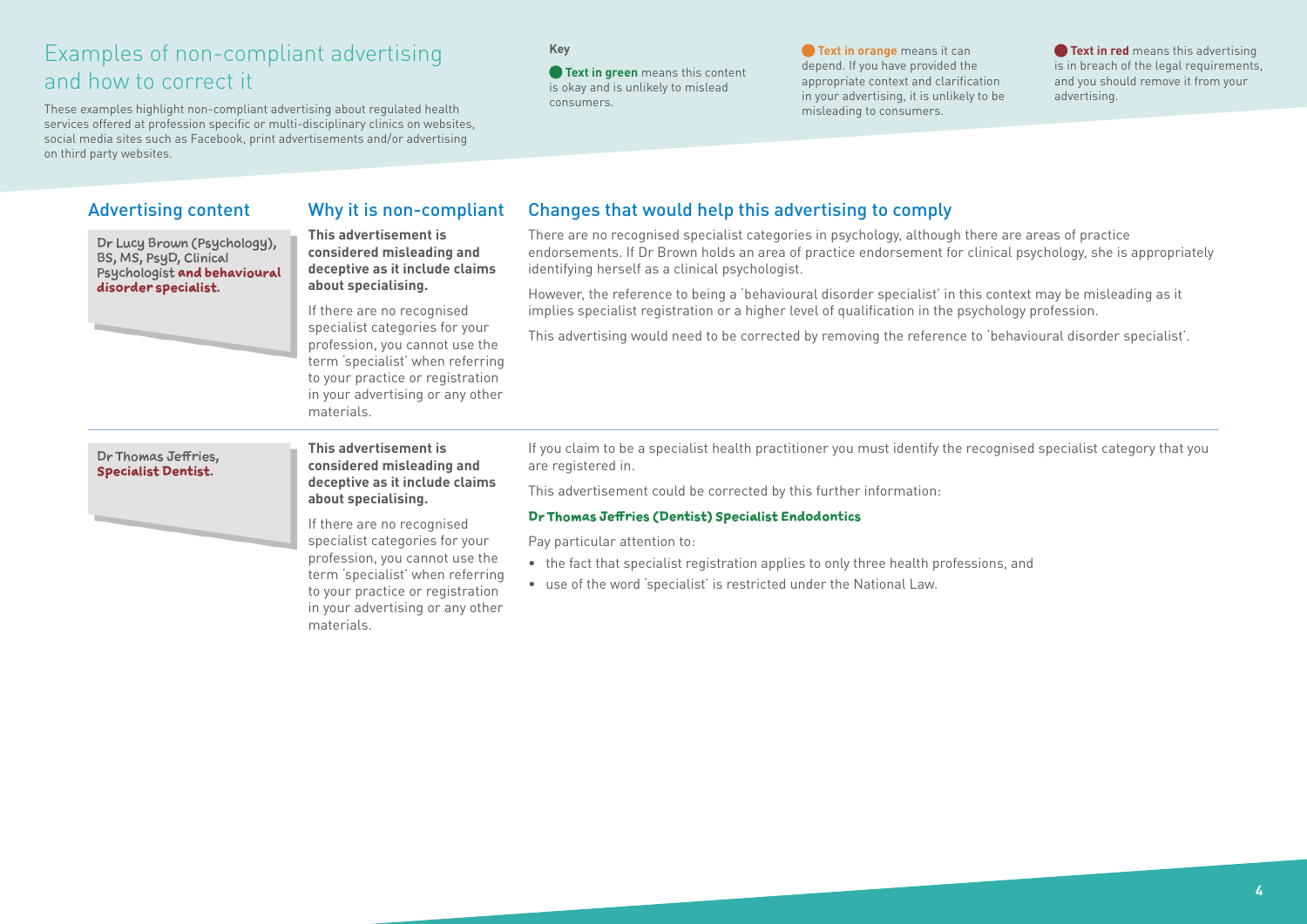# Examples of non-compliant advertising and how to correct it

These examples highlight non-compliant advertising about regulated health services offered at profession specific or multi-disciplinary clinics on websites, social media sites such as Facebook, print advertisements and/or advertising on third party websites.

**Key**

**Text in green** means this content is okay and is unlikely to mislead consumers.

**Text in orange** means it can depend. If you have provided the appropriate context and clarification in your advertising, it is unlikely to be misleading to consumers.

**Text in red** means this advertising is in breach of the legal requirements, and you should remove it from your advertising.

| Advertising content | Why it is non-compliant | Changes that would help this advertising to comply |
|---|---|---|
| Dr Lucy Brown (Psychology), BS, MS, PsyD, Clinical Psychologist **and behavioural disorder specialist**. | **This advertisement is considered misleading and deceptive as it include claims about specialising.**<br><br>If there are no recognised specialist categories for your profession, you cannot use the term 'specialist' when referring to your practice or registration in your advertising or any other materials. | There are no recognised specialist categories in psychology, although there are areas of practice endorsements. If Dr Brown holds an area of practice endorsement for clinical psychology, she is appropriately identifying herself as a clinical psychologist.<br><br>However, the reference to being a 'behavioural disorder specialist' in this context may be misleading as it implies specialist registration or a higher level of qualification in the psychology profession.<br><br>This advertising would need to be corrected by removing the reference to 'behavioural disorder specialist'. |
| Dr Thomas Jeffries, **Specialist Dentist.** | **This advertisement is considered misleading and deceptive as it include claims about specialising.**<br><br>If there are no recognised specialist categories for your profession, you cannot use the term 'specialist' when referring to your practice or registration in your advertising or any other materials. | If you claim to be a specialist health practitioner you must identify the recognised specialist category that you are registered in.<br><br>This advertisement could be corrected by this further information:<br><br>**Dr Thomas Jeffries (Dentist) Specialist Endodontics**<br><br>Pay particular attention to:<br>• the fact that specialist registration applies to only three health professions, and<br>• use of the word 'specialist' is restricted under the National Law. |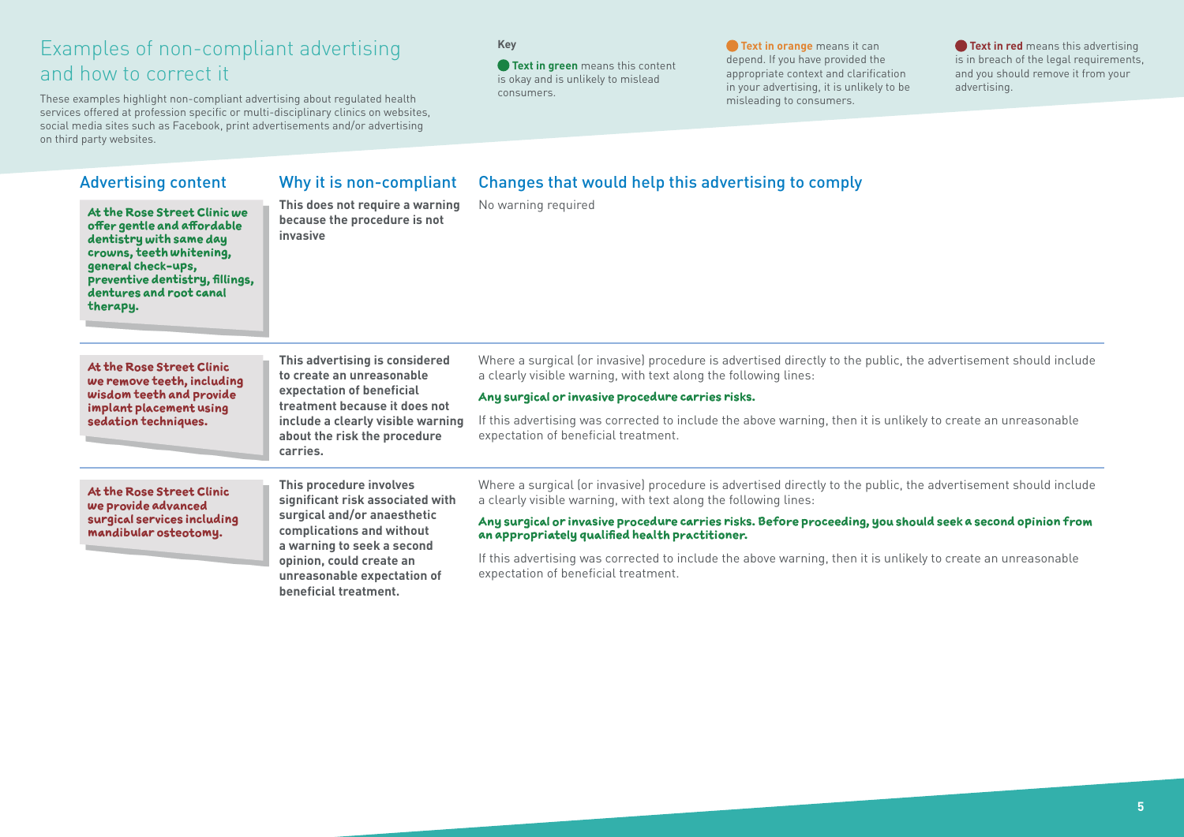# Examples of non-compliant advertising and how to correct it

These examples highlight non-compliant advertising about regulated health services offered at profession specific or multi-disciplinary clinics on websites, social media sites such as Facebook, print advertisements and/or advertising on third party websites.

**Key**

**Text in green** means this content is okay and is unlikely to mislead consumers.

**Text in orange** means it can depend. If you have provided the appropriate context and clarification in your advertising, it is unlikely to be misleading to consumers.

**Text in red** means this advertising is in breach of the legal requirements, and you should remove it from your advertising.

| Advertising content | Why it is non-compliant | Changes that would help this advertising to comply |
|---|---|---|
| At the Rose Street Clinic we offer gentle and affordable dentistry with same day crowns, teeth whitening, general check-ups, preventive dentistry, fillings, dentures and root canal therapy. | **This does not require a warning because the procedure is not invasive** | No warning required |
| At the Rose Street Clinic we remove teeth, including wisdom teeth and provide implant placement using sedation techniques. | **This advertising is considered to create an unreasonable expectation of beneficial treatment because it does not include a clearly visible warning about the risk the procedure carries.** | Where a surgical (or invasive) procedure is advertised directly to the public, the advertisement should include a clearly visible warning, with text along the following lines:<br><br>**Any surgical or invasive procedure carries risks.**<br><br>If this advertising was corrected to include the above warning, then it is unlikely to create an unreasonable expectation of beneficial treatment. |
| At the Rose Street Clinic we provide advanced surgical services including mandibular osteotomy. | **This procedure involves significant risk associated with surgical and/or anaesthetic complications and without a warning to seek a second opinion, could create an unreasonable expectation of beneficial treatment.** | Where a surgical (or invasive) procedure is advertised directly to the public, the advertisement should include a clearly visible warning, with text along the following lines:<br><br>**Any surgical or invasive procedure carries risks. Before proceeding, you should seek a second opinion from an appropriately qualified health practitioner.**<br><br>If this advertising was corrected to include the above warning, then it is unlikely to create an unreasonable expectation of beneficial treatment. |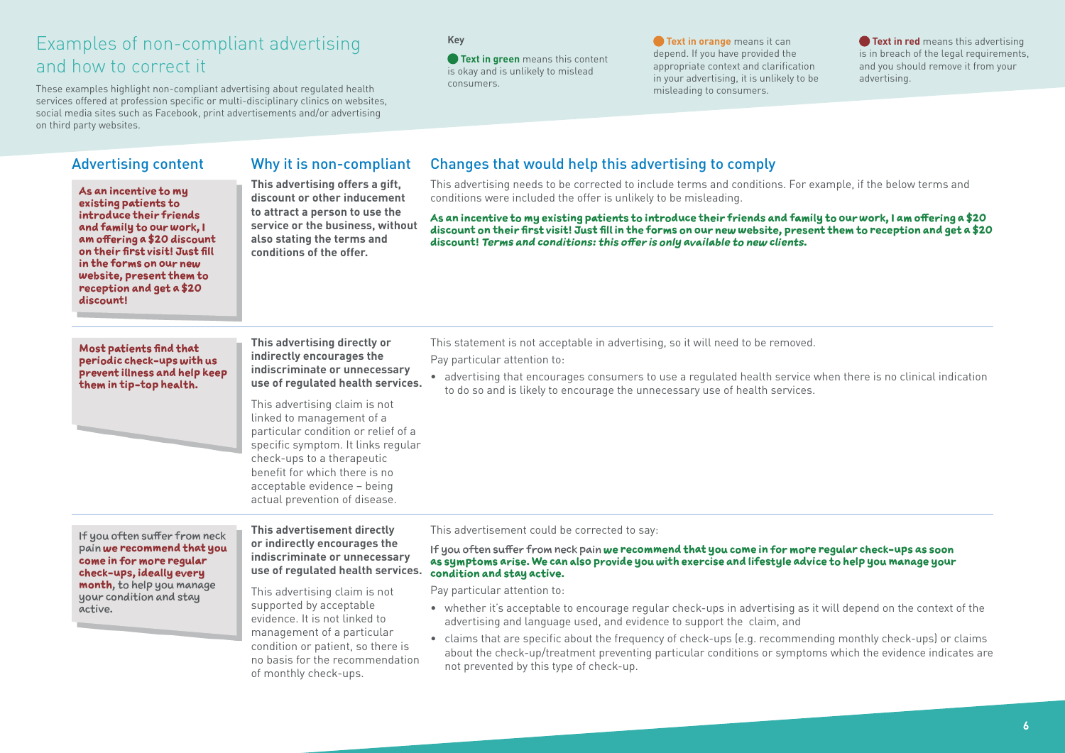# Examples of non-compliant advertising and how to correct it

These examples highlight non-compliant advertising about regulated health services offered at profession specific or multi-disciplinary clinics on websites, social media sites such as Facebook, print advertisements and/or advertising on third party websites.

**Key**

- **Text in green** means this content is okay and is unlikely to mislead consumers.
- **Text in orange** means it can depend. If you have provided the appropriate context and clarification in your advertising, it is unlikely to be misleading to consumers.
- **Text in red** means this advertising is in breach of the legal requirements, and you should remove it from your advertising.

| Advertising content | Why it is non-compliant | Changes that would help this advertising to comply |
| --- | --- | --- |
| **As an incentive to my existing patients to introduce their friends and family to our work, I am offering a $20 discount on their first visit! Just fill in the forms on our new website, present them to reception and get a $20 discount!** | **This advertising offers a gift, discount or other inducement to attract a person to use the service or the business, without also stating the terms and conditions of the offer.** | This advertising needs to be corrected to include terms and conditions. For example, if the below terms and conditions were included the offer is unlikely to be misleading.<br><br>**As an incentive to my existing patients to introduce their friends and family to our work, I am offering a $20 discount on their first visit! Just fill in the forms on our new website, present them to reception and get a $20 discount! *Terms and conditions: this offer is only available to new clients.*** |
| **Most patients find that periodic check-ups with us prevent illness and help keep them in tip-top health.** | **This advertising directly or indirectly encourages the indiscriminate or unnecessary use of regulated health services.**<br><br>This advertising claim is not linked to management of a particular condition or relief of a specific symptom. It links regular check-ups to a therapeutic benefit for which there is no acceptable evidence – being actual prevention of disease. | This statement is not acceptable in advertising, so it will need to be removed.<br><br>Pay particular attention to:<br><br>• advertising that encourages consumers to use a regulated health service when there is no clinical indication to do so and is likely to encourage the unnecessary use of health services. |
| If you often suffer from neck pain **we recommend that you come in for more regular check-ups, ideally every month**, to help you manage your condition and stay active. | **This advertisement directly or indirectly encourages the indiscriminate or unnecessary use of regulated health services.**<br><br>This advertising claim is not supported by acceptable evidence. It is not linked to management of a particular condition or patient, so there is no basis for the recommendation of monthly check-ups. | This advertisement could be corrected to say:<br><br>If you often suffer from neck pain **we recommend that you come in for more regular check-ups as soon as symptoms arise. We can also provide you with exercise and lifestyle advice to help you manage your condition and stay active.**<br><br>Pay particular attention to:<br><br>• whether it's acceptable to encourage regular check-ups in advertising as it will depend on the context of the advertising and language used, and evidence to support the claim, and<br>• claims that are specific about the frequency of check-ups (e.g. recommending monthly check-ups) or claims about the check-up/treatment preventing particular conditions or symptoms which the evidence indicates are not prevented by this type of check-up. |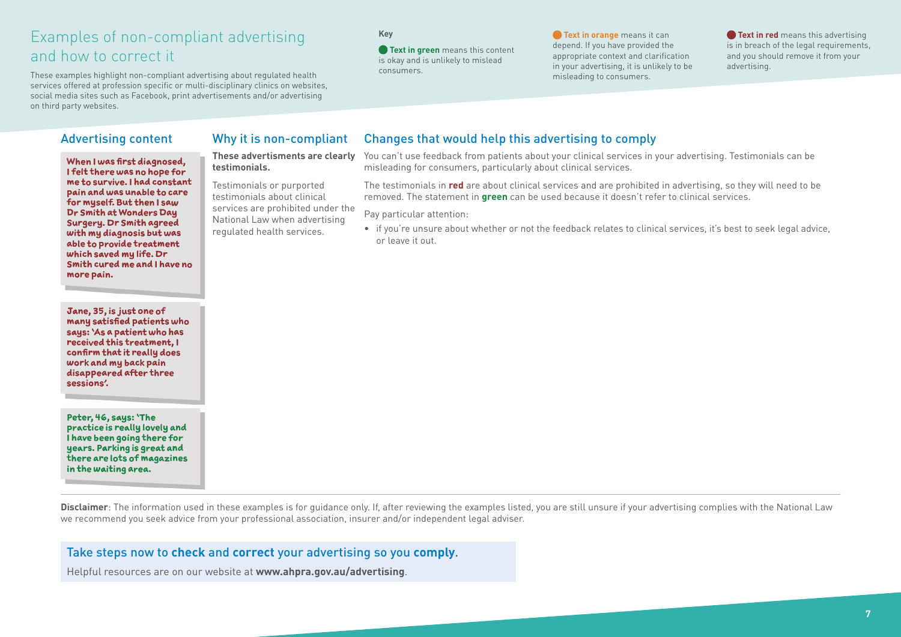# Examples of non-compliant advertising and how to correct it

These examples highlight non-compliant advertising about regulated health services offered at profession specific or multi-disciplinary clinics on websites, social media sites such as Facebook, print advertisements and/or advertising on third party websites.

**Key**

**Text in green** means this content is okay and is unlikely to mislead consumers.

**Text in orange** means it can depend. If you have provided the appropriate context and clarification in your advertising, it is unlikely to be misleading to consumers.

**Text in red** means this advertising is in breach of the legal requirements, and you should remove it from your advertising.

## Advertising content

**When I was first diagnosed, I felt there was no hope for me to survive. I had constant pain and was unable to care for myself. But then I saw Dr Smith at Wonders Day Surgery. Dr Smith agreed with my diagnosis but was able to provide treatment which saved my life. Dr Smith cured me and I have no more pain.**

**Jane, 35, is just one of many satisfied patients who says: 'As a patient who has received this treatment, I confirm that it really does work and my back pain disappeared after three sessions'.**

**Peter, 46, says: 'The practice is really lovely and I have been going there for years. Parking is great and there are lots of magazines in the waiting area.**

## Why it is non-compliant

**These advertisments are clearly testimonials.**

Testimonials or purported testimonials about clinical services are prohibited under the National Law when advertising regulated health services.

## Changes that would help this advertising to comply

You can't use feedback from patients about your clinical services in your advertising. Testimonials can be misleading for consumers, particularly about clinical services.

The testimonials in **red** are about clinical services and are prohibited in advertising, so they will need to be removed. The statement in **green** can be used because it doesn't refer to clinical services.

Pay particular attention:

- if you're unsure about whether or not the feedback relates to clinical services, it's best to seek legal advice, or leave it out.

**Disclaimer**: The information used in these examples is for guidance only. If, after reviewing the examples listed, you are still unsure if your advertising complies with the National Law we recommend you seek advice from your professional association, insurer and/or independent legal adviser.

Take steps now to **check** and **correct** your advertising so you **comply**.

Helpful resources are on our website at **www.ahpra.gov.au/advertising**.